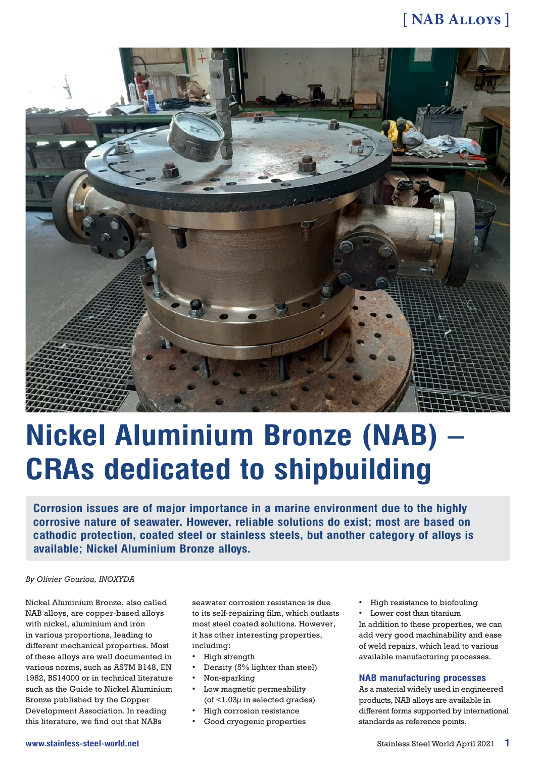# Nickel Aluminium Bronze (NAB) – CRAs dedicated to shipbuilding

**Corrosion issues are of major importance in a marine environment due to the highly corrosive nature of seawater. However, reliable solutions do exist; most are based on cathodic protection, coated steel or stainless steels, but another category of alloys is available; Nickel Aluminium Bronze alloys.**

*By Olivier Gouriou, INOXYDA*

Nickel Aluminium Bronze, also called NAB alloys, are copper-based alloys with nickel, aluminium and iron in various proportions, leading to different mechanical properties. Most of these alloys are well documented in various norms, such as ASTM B148, EN 1982, BS14000 or in technical literature such as the Guide to Nickel Aluminium Bronze published by the Copper Development Association. In reading this literature, we find out that NABs seawater corrosion resistance is due to its self-repairing film, which outlasts most steel coated solutions. However, it has other interesting properties, including:

- High strength
- Density (5% lighter than steel)
- Non-sparking
- Low magnetic permeability (of <1.03μ in selected grades)
- High corrosion resistance
- Good cryogenic properties
- High resistance to biofouling
- Lower cost than titanium

In addition to these properties, we can add very good machinability and ease of weld repairs, which lead to various available manufacturing processes.

## NAB manufacturing processes

As a material widely used in engineered products, NAB alloys are available in different forms supported by international standards as reference points.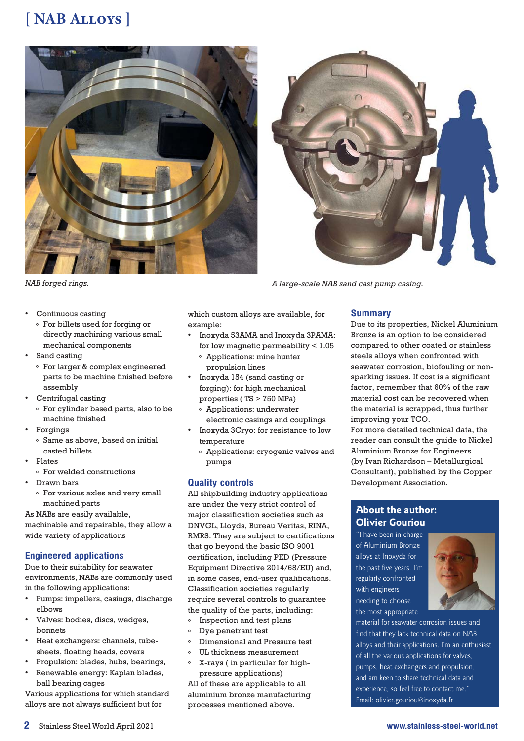# [ NAB Alloys ]

*NAB forged rings.*

*A large-scale NAB sand cast pump casing.*

- Continuous casting
  - For billets used for forging or directly machining various small mechanical components
- Sand casting
  - For larger & complex engineered parts to be machine finished before assembly
- Centrifugal casting
  - For cylinder based parts, also to be machine finished
- Forgings
  - Same as above, based on initial casted billets
- Plates
  - For welded constructions
- Drawn bars
  - For various axles and very small machined parts

As NABs are easily available, machinable and repairable, they allow a wide variety of applications

## Engineered applications

Due to their suitability for seawater environments, NABs are commonly used in the following applications:

- Pumps: impellers, casings, discharge elbows
- Valves: bodies, discs, wedges, bonnets
- Heat exchangers: channels, tube-sheets, floating heads, covers
- Propulsion: blades, hubs, bearings,
- Renewable energy: Kaplan blades, ball bearing cages

Various applications for which standard alloys are not always sufficient but for which custom alloys are available, for example:

- Inoxyda 53AMA and Inoxyda 3PAMA: for low magnetic permeability < 1.05
  - Applications: mine hunter propulsion lines
- Inoxyda 154 (sand casting or forging): for high mechanical properties ( TS > 750 MPa)
  - Applications: underwater electronic casings and couplings
- Inoxyda 3Cryo: for resistance to low temperature
  - Applications: cryogenic valves and pumps

## Quality controls

All shipbuilding industry applications are under the very strict control of major classification societies such as DNVGL, Lloyds, Bureau Veritas, RINA, RMRS. They are subject to certifications that go beyond the basic ISO 9001 certification, including PED (Pressure Equipment Directive 2014/68/EU) and, in some cases, end-user qualifications. Classification societies regularly require several controls to guarantee the quality of the parts, including:

- Inspection and test plans
- Dye penetrant test
- Dimensional and Pressure test
- UL thickness measurement
- X-rays ( in particular for high-pressure applications)

All of these are applicable to all aluminium bronze manufacturing processes mentioned above.

## Summary

Due to its properties, Nickel Aluminium Bronze is an option to be considered compared to other coated or stainless steels alloys when confronted with seawater corrosion, biofouling or non-sparking issues. If cost is a significant factor, remember that 60% of the raw material cost can be recovered when the material is scrapped, thus further improving your TCO.

For more detailed technical data, the reader can consult the guide to Nickel Aluminium Bronze for Engineers (by Ivan Richardson – Metallurgical Consultant), published by the Copper Development Association.

## About the author: Olivier Gouriou

"I have been in charge of Aluminium Bronze alloys at Inoxyda for the past five years. I'm regularly confronted with engineers needing to choose the most appropriate material for seawater corrosion issues and find that they lack technical data on NAB alloys and their applications. I'm an enthusiast of all the various applications for valves, pumps, heat exchangers and propulsion, and am keen to share technical data and experience, so feel free to contact me."

Email: olivier.gouriou@inoxyda.fr